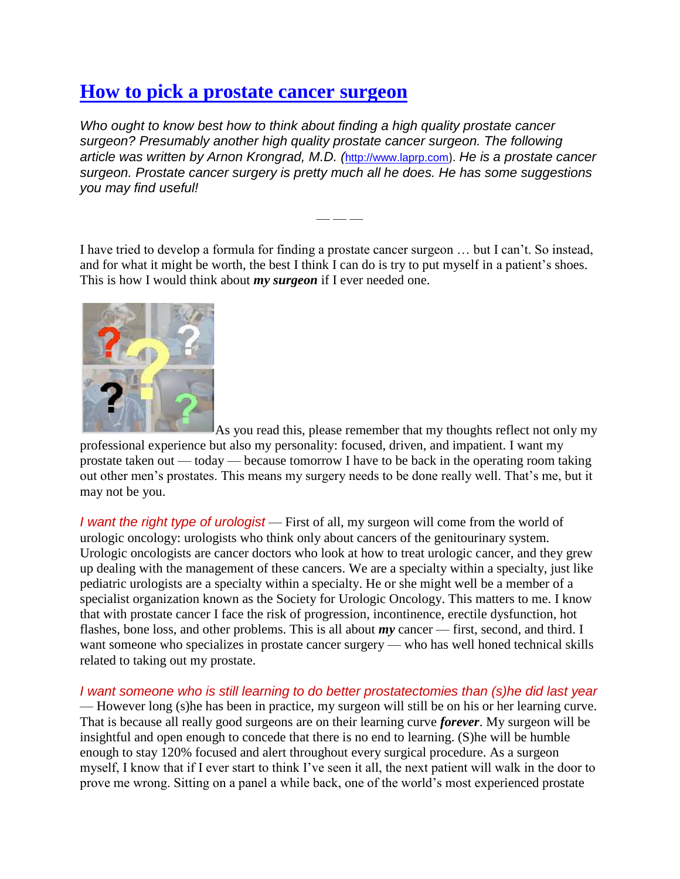# [How to pick a prostate cancer surgeon](#)

*Who ought to know best how to think about finding a high quality prostate cancer surgeon? Presumably another high quality prostate cancer surgeon. The following article was written by Arnon Krongrad, M.D. (http://www.laprp.com). He is a prostate cancer surgeon. Prostate cancer surgery is pretty much all he does. He has some suggestions you may find useful!*

— — —

I have tried to develop a formula for finding a prostate cancer surgeon … but I can't. So instead, and for what it might be worth, the best I think I can do is try to put myself in a patient's shoes. This is how I would think about ***my surgeon*** if I ever needed one.

As you read this, please remember that my thoughts reflect not only my professional experience but also my personality: focused, driven, and impatient. I want my prostate taken out — today — because tomorrow I have to be back in the operating room taking out other men's prostates. This means my surgery needs to be done really well. That's me, but it may not be you.

*I want the right type of urologist* — First of all, my surgeon will come from the world of urologic oncology: urologists who think only about cancers of the genitourinary system. Urologic oncologists are cancer doctors who look at how to treat urologic cancer, and they grew up dealing with the management of these cancers. We are a specialty within a specialty, just like pediatric urologists are a specialty within a specialty. He or she might well be a member of a specialist organization known as the Society for Urologic Oncology. This matters to me. I know that with prostate cancer I face the risk of progression, incontinence, erectile dysfunction, hot flashes, bone loss, and other problems. This is all about ***my*** cancer — first, second, and third. I want someone who specializes in prostate cancer surgery — who has well honed technical skills related to taking out my prostate.

*I want someone who is still learning to do better prostatectomies than (s)he did last year* — However long (s)he has been in practice, my surgeon will still be on his or her learning curve. That is because all really good surgeons are on their learning curve ***forever***. My surgeon will be insightful and open enough to concede that there is no end to learning. (S)he will be humble enough to stay 120% focused and alert throughout every surgical procedure. As a surgeon myself, I know that if I ever start to think I've seen it all, the next patient will walk in the door to prove me wrong. Sitting on a panel a while back, one of the world's most experienced prostate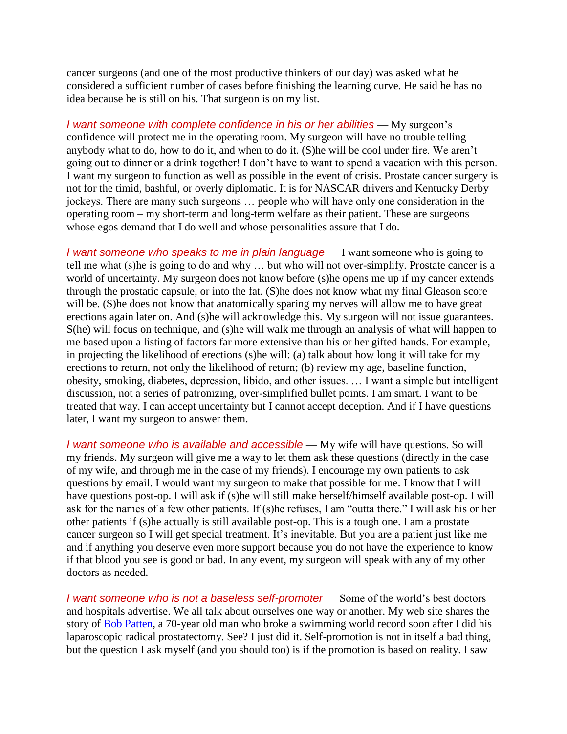cancer surgeons (and one of the most productive thinkers of our day) was asked what he considered a sufficient number of cases before finishing the learning curve. He said he has no idea because he is still on his. That surgeon is on my list.

*I want someone with complete confidence in his or her abilities* — My surgeon's confidence will protect me in the operating room. My surgeon will have no trouble telling anybody what to do, how to do it, and when to do it. (S)he will be cool under fire. We aren't going out to dinner or a drink together! I don't have to want to spend a vacation with this person. I want my surgeon to function as well as possible in the event of crisis. Prostate cancer surgery is not for the timid, bashful, or overly diplomatic. It is for NASCAR drivers and Kentucky Derby jockeys. There are many such surgeons … people who will have only one consideration in the operating room – my short-term and long-term welfare as their patient. These are surgeons whose egos demand that I do well and whose personalities assure that I do.

*I want someone who speaks to me in plain language* — I want someone who is going to tell me what (s)he is going to do and why … but who will not over-simplify. Prostate cancer is a world of uncertainty. My surgeon does not know before (s)he opens me up if my cancer extends through the prostatic capsule, or into the fat. (S)he does not know what my final Gleason score will be. (S)he does not know that anatomically sparing my nerves will allow me to have great erections again later on. And (s)he will acknowledge this. My surgeon will not issue guarantees. S(he) will focus on technique, and (s)he will walk me through an analysis of what will happen to me based upon a listing of factors far more extensive than his or her gifted hands. For example, in projecting the likelihood of erections (s)he will: (a) talk about how long it will take for my erections to return, not only the likelihood of return; (b) review my age, baseline function, obesity, smoking, diabetes, depression, libido, and other issues. … I want a simple but intelligent discussion, not a series of patronizing, over-simplified bullet points. I am smart. I want to be treated that way. I can accept uncertainty but I cannot accept deception. And if I have questions later, I want my surgeon to answer them.

*I want someone who is available and accessible* — My wife will have questions. So will my friends. My surgeon will give me a way to let them ask these questions (directly in the case of my wife, and through me in the case of my friends). I encourage my own patients to ask questions by email. I would want my surgeon to make that possible for me. I know that I will have questions post-op. I will ask if (s)he will still make herself/himself available post-op. I will ask for the names of a few other patients. If (s)he refuses, I am "outta there." I will ask his or her other patients if (s)he actually is still available post-op. This is a tough one. I am a prostate cancer surgeon so I will get special treatment. It's inevitable. But you are a patient just like me and if anything you deserve even more support because you do not have the experience to know if that blood you see is good or bad. In any event, my surgeon will speak with any of my other doctors as needed.

*I want someone who is not a baseless self-promoter* — Some of the world's best doctors and hospitals advertise. We all talk about ourselves one way or another. My web site shares the story of Bob Patten, a 70-year old man who broke a swimming world record soon after I did his laparoscopic radical prostatectomy. See? I just did it. Self-promotion is not in itself a bad thing, but the question I ask myself (and you should too) is if the promotion is based on reality. I saw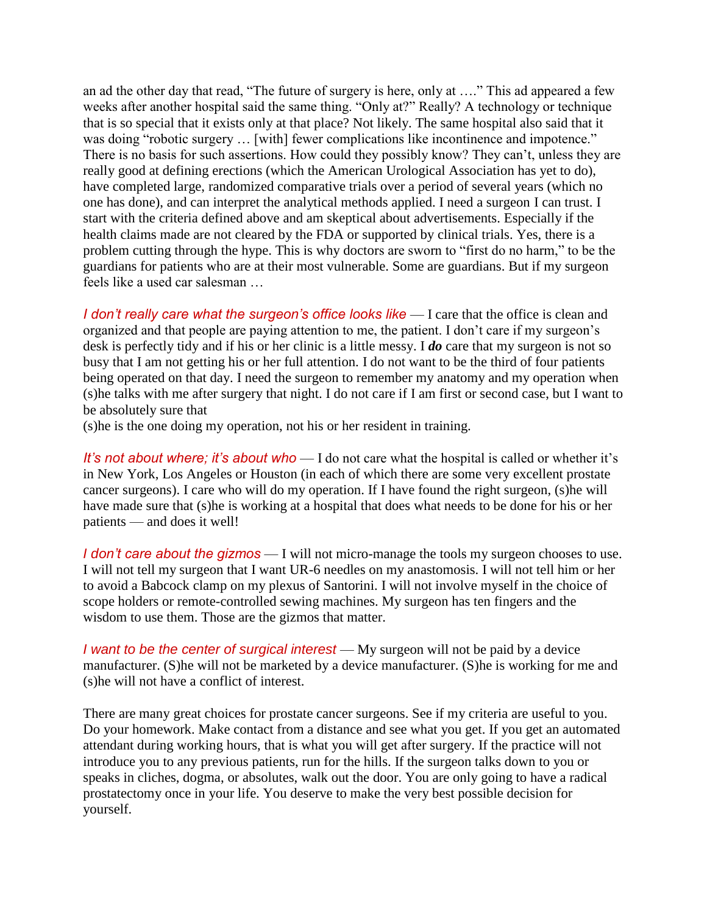an ad the other day that read, "The future of surgery is here, only at …." This ad appeared a few weeks after another hospital said the same thing. "Only at?" Really? A technology or technique that is so special that it exists only at that place? Not likely. The same hospital also said that it was doing "robotic surgery … [with] fewer complications like incontinence and impotence." There is no basis for such assertions. How could they possibly know? They can't, unless they are really good at defining erections (which the American Urological Association has yet to do), have completed large, randomized comparative trials over a period of several years (which no one has done), and can interpret the analytical methods applied. I need a surgeon I can trust. I start with the criteria defined above and am skeptical about advertisements. Especially if the health claims made are not cleared by the FDA or supported by clinical trials. Yes, there is a problem cutting through the hype. This is why doctors are sworn to "first do no harm," to be the guardians for patients who are at their most vulnerable. Some are guardians. But if my surgeon feels like a used car salesman …

*I don't really care what the surgeon's office looks like* — I care that the office is clean and organized and that people are paying attention to me, the patient. I don't care if my surgeon's desk is perfectly tidy and if his or her clinic is a little messy. I ***do*** care that my surgeon is not so busy that I am not getting his or her full attention. I do not want to be the third of four patients being operated on that day. I need the surgeon to remember my anatomy and my operation when (s)he talks with me after surgery that night. I do not care if I am first or second case, but I want to be absolutely sure that
(s)he is the one doing my operation, not his or her resident in training.

*It's not about where; it's about who* — I do not care what the hospital is called or whether it's in New York, Los Angeles or Houston (in each of which there are some very excellent prostate cancer surgeons). I care who will do my operation. If I have found the right surgeon, (s)he will have made sure that (s)he is working at a hospital that does what needs to be done for his or her patients — and does it well!

*I don't care about the gizmos* — I will not micro-manage the tools my surgeon chooses to use. I will not tell my surgeon that I want UR-6 needles on my anastomosis. I will not tell him or her to avoid a Babcock clamp on my plexus of Santorini. I will not involve myself in the choice of scope holders or remote-controlled sewing machines. My surgeon has ten fingers and the wisdom to use them. Those are the gizmos that matter.

*I want to be the center of surgical interest* — My surgeon will not be paid by a device manufacturer. (S)he will not be marketed by a device manufacturer. (S)he is working for me and (s)he will not have a conflict of interest.

There are many great choices for prostate cancer surgeons. See if my criteria are useful to you. Do your homework. Make contact from a distance and see what you get. If you get an automated attendant during working hours, that is what you will get after surgery. If the practice will not introduce you to any previous patients, run for the hills. If the surgeon talks down to you or speaks in cliches, dogma, or absolutes, walk out the door. You are only going to have a radical prostatectomy once in your life. You deserve to make the very best possible decision for yourself.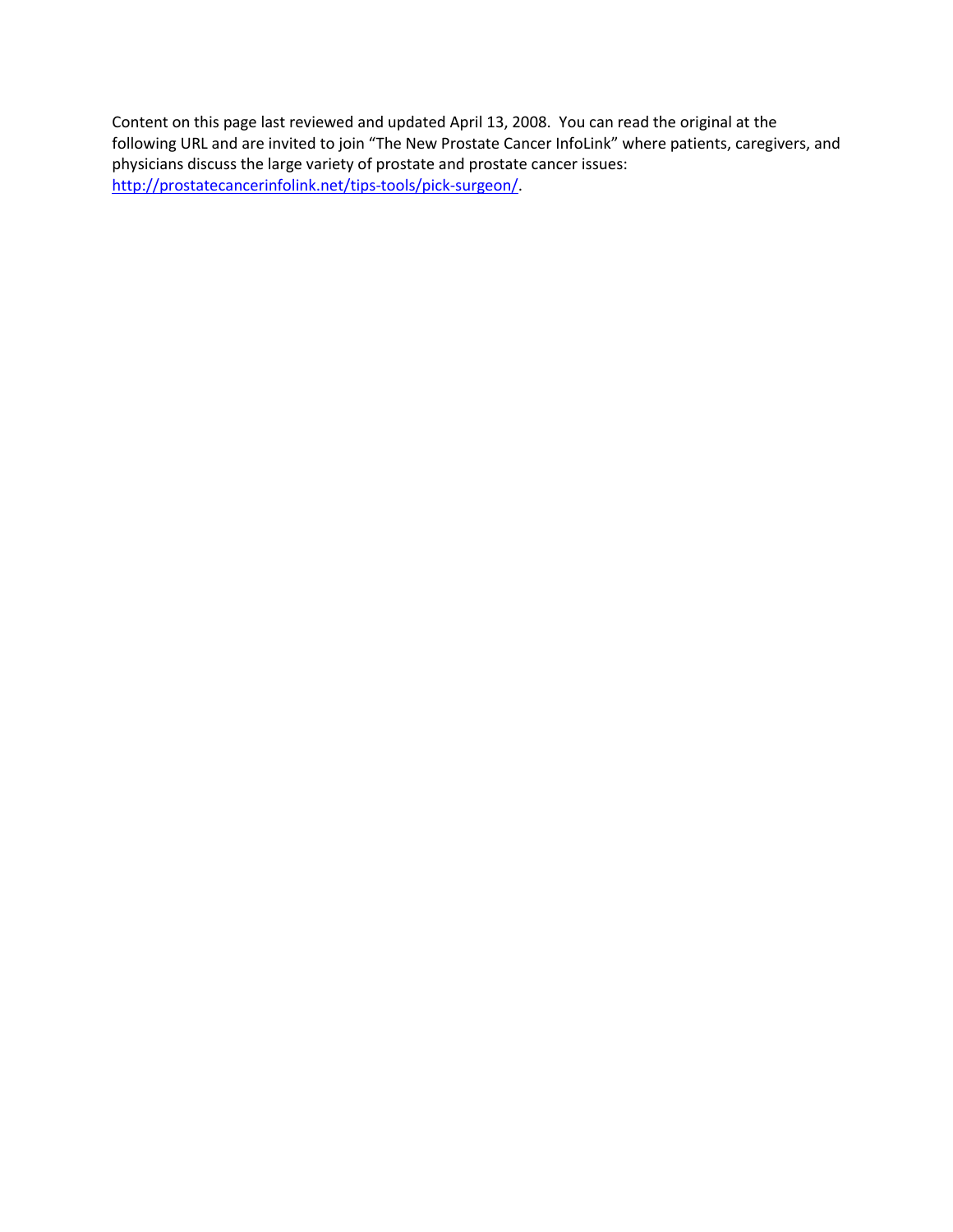Content on this page last reviewed and updated April 13, 2008. You can read the original at the following URL and are invited to join "The New Prostate Cancer InfoLink" where patients, caregivers, and physicians discuss the large variety of prostate and prostate cancer issues: [http://prostatecancerinfolink.net/tips-tools/pick-surgeon/](http://prostatecancerinfolink.net/tips-tools/pick-surgeon/).